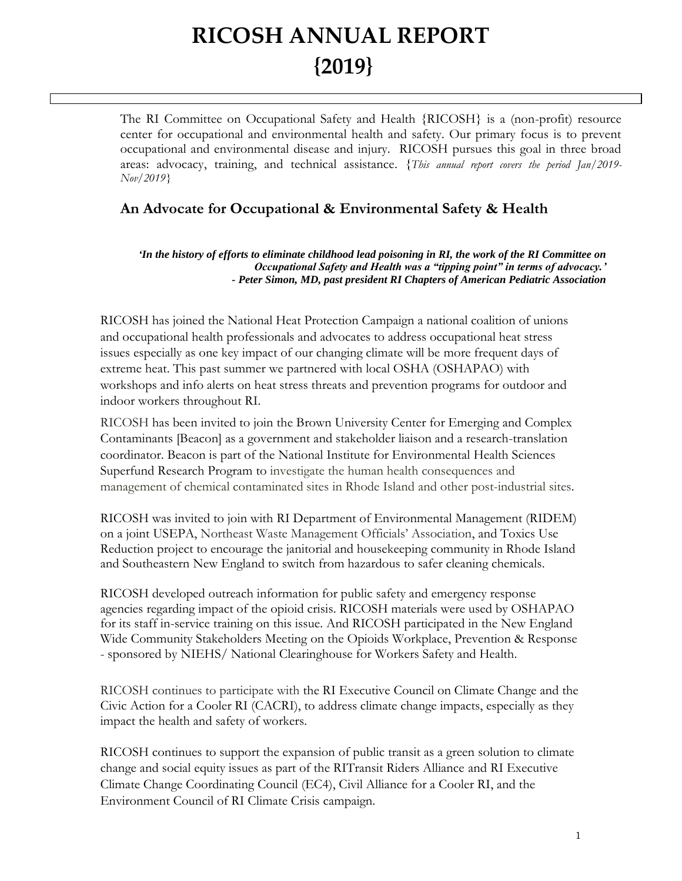# RICOSH ANNUAL REPORT {2019}

The RI Committee on Occupational Safety and Health {RICOSH} is a (non-profit) resource center for occupational and environmental health and safety. Our primary focus is to prevent occupational and environmental disease and injury. RICOSH pursues this goal in three broad areas: advocacy, training, and technical assistance. {*This annual report covers the period Jan/2019-Nov/2019*}

## An Advocate for Occupational & Environmental Safety & Health

***'In the history of efforts to eliminate childhood lead poisoning in RI, the work of the RI Committee on Occupational Safety and Health was a "tipping point" in terms of advocacy.'***
***- Peter Simon, MD, past president RI Chapters of American Pediatric Association***

RICOSH has joined the National Heat Protection Campaign a national coalition of unions and occupational health professionals and advocates to address occupational heat stress issues especially as one key impact of our changing climate will be more frequent days of extreme heat. This past summer we partnered with local OSHA (OSHAPAO) with workshops and info alerts on heat stress threats and prevention programs for outdoor and indoor workers throughout RI.

RICOSH has been invited to join the Brown University Center for Emerging and Complex Contaminants [Beacon] as a government and stakeholder liaison and a research-translation coordinator. Beacon is part of the National Institute for Environmental Health Sciences Superfund Research Program to investigate the human health consequences and management of chemical contaminated sites in Rhode Island and other post-industrial sites.

RICOSH was invited to join with RI Department of Environmental Management (RIDEM) on a joint USEPA, Northeast Waste Management Officials' Association, and Toxics Use Reduction project to encourage the janitorial and housekeeping community in Rhode Island and Southeastern New England to switch from hazardous to safer cleaning chemicals.

RICOSH developed outreach information for public safety and emergency response agencies regarding impact of the opioid crisis. RICOSH materials were used by OSHAPAO for its staff in-service training on this issue. And RICOSH participated in the New England Wide Community Stakeholders Meeting on the Opioids Workplace, Prevention & Response - sponsored by NIEHS/ National Clearinghouse for Workers Safety and Health.

RICOSH continues to participate with the RI Executive Council on Climate Change and the Civic Action for a Cooler RI (CACRI), to address climate change impacts, especially as they impact the health and safety of workers.

RICOSH continues to support the expansion of public transit as a green solution to climate change and social equity issues as part of the RITransit Riders Alliance and RI Executive Climate Change Coordinating Council (EC4), Civil Alliance for a Cooler RI, and the Environment Council of RI Climate Crisis campaign.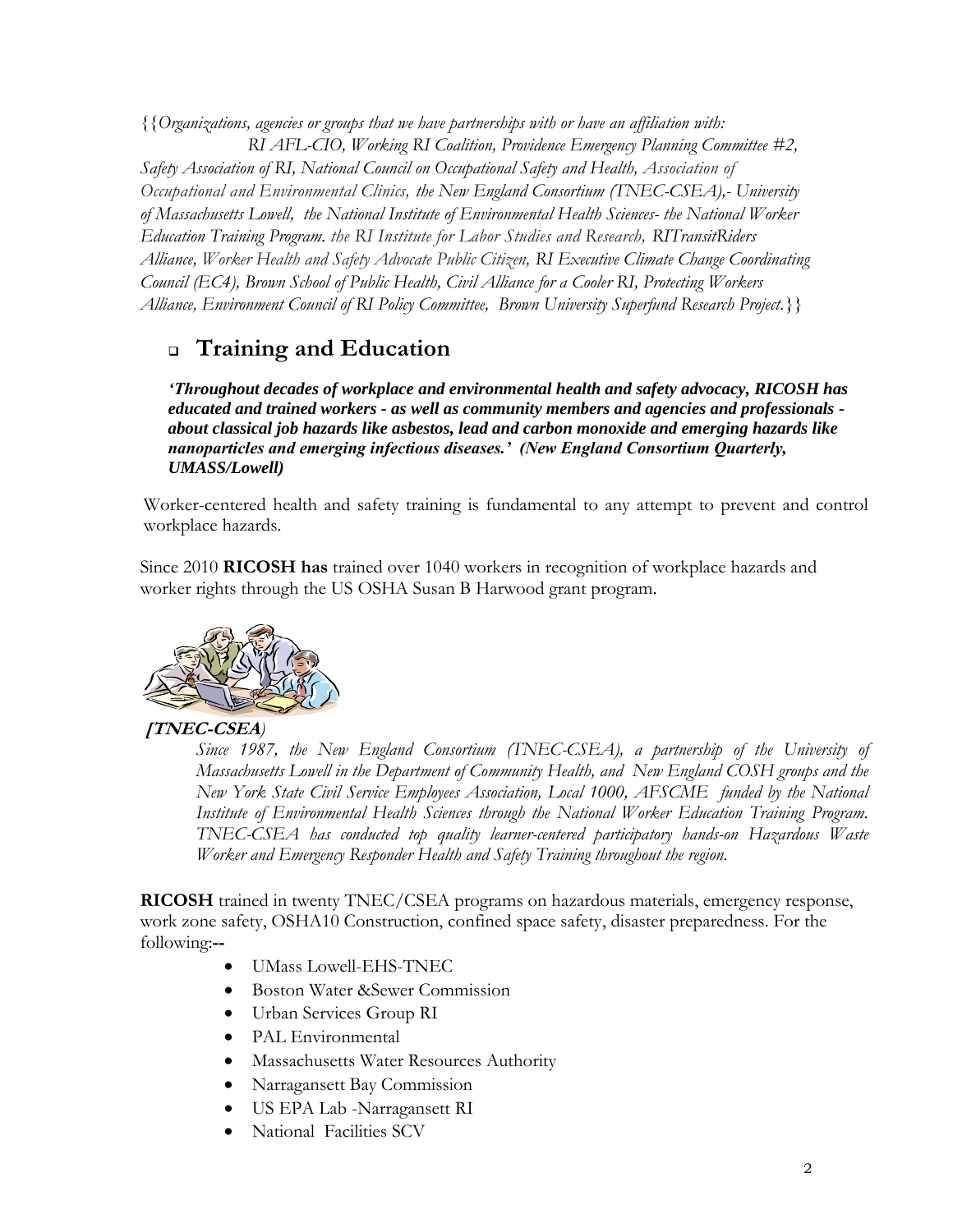{{*Organizations, agencies or groups that we have partnerships with or have an affiliation with: RI AFL-CIO, Working RI Coalition, Providence Emergency Planning Committee #2, Safety Association of RI, National Council on Occupational Safety and Health, Association of Occupational and Environmental Clinics, the New England Consortium (TNEC-CSEA),- University of Massachusetts Lowell, the National Institute of Environmental Health Sciences- the National Worker Education Training Program. the RI Institute for Labor Studies and Research, RITransitRiders Alliance, Worker Health and Safety Advocate Public Citizen, RI Executive Climate Change Coordinating Council (EC4), Brown School of Public Health, Civil Alliance for a Cooler RI, Protecting Workers Alliance, Environment Council of RI Policy Committee, Brown University Superfund Research Project.*}}

## Training and Education

***'Throughout decades of workplace and environmental health and safety advocacy, RICOSH has educated and trained workers - as well as community members and agencies and professionals - about classical job hazards like asbestos, lead and carbon monoxide and emerging hazards like nanoparticles and emerging infectious diseases.' (New England Consortium Quarterly, UMASS/Lowell)***

Worker-centered health and safety training is fundamental to any attempt to prevent and control workplace hazards.

Since 2010 **RICOSH has** trained over 1040 workers in recognition of workplace hazards and worker rights through the US OSHA Susan B Harwood grant program.

***[TNEC-CSEA****)*

*Since 1987, the New England Consortium (TNEC-CSEA), a partnership of the University of Massachusetts Lowell in the Department of Community Health, and New England COSH groups and the New York State Civil Service Employees Association, Local 1000, AFSCME funded by the National Institute of Environmental Health Sciences through the National Worker Education Training Program. TNEC-CSEA has conducted top quality learner-centered participatory hands-on Hazardous Waste Worker and Emergency Responder Health and Safety Training throughout the region.*

**RICOSH** trained in twenty TNEC/CSEA programs on hazardous materials, emergency response, work zone safety, OSHA10 Construction, confined space safety, disaster preparedness. For the following:**--**

- UMass Lowell-EHS-TNEC
- Boston Water &Sewer Commission
- Urban Services Group RI
- PAL Environmental
- Massachusetts Water Resources Authority
- Narragansett Bay Commission
- US EPA Lab -Narragansett RI
- National Facilities SCV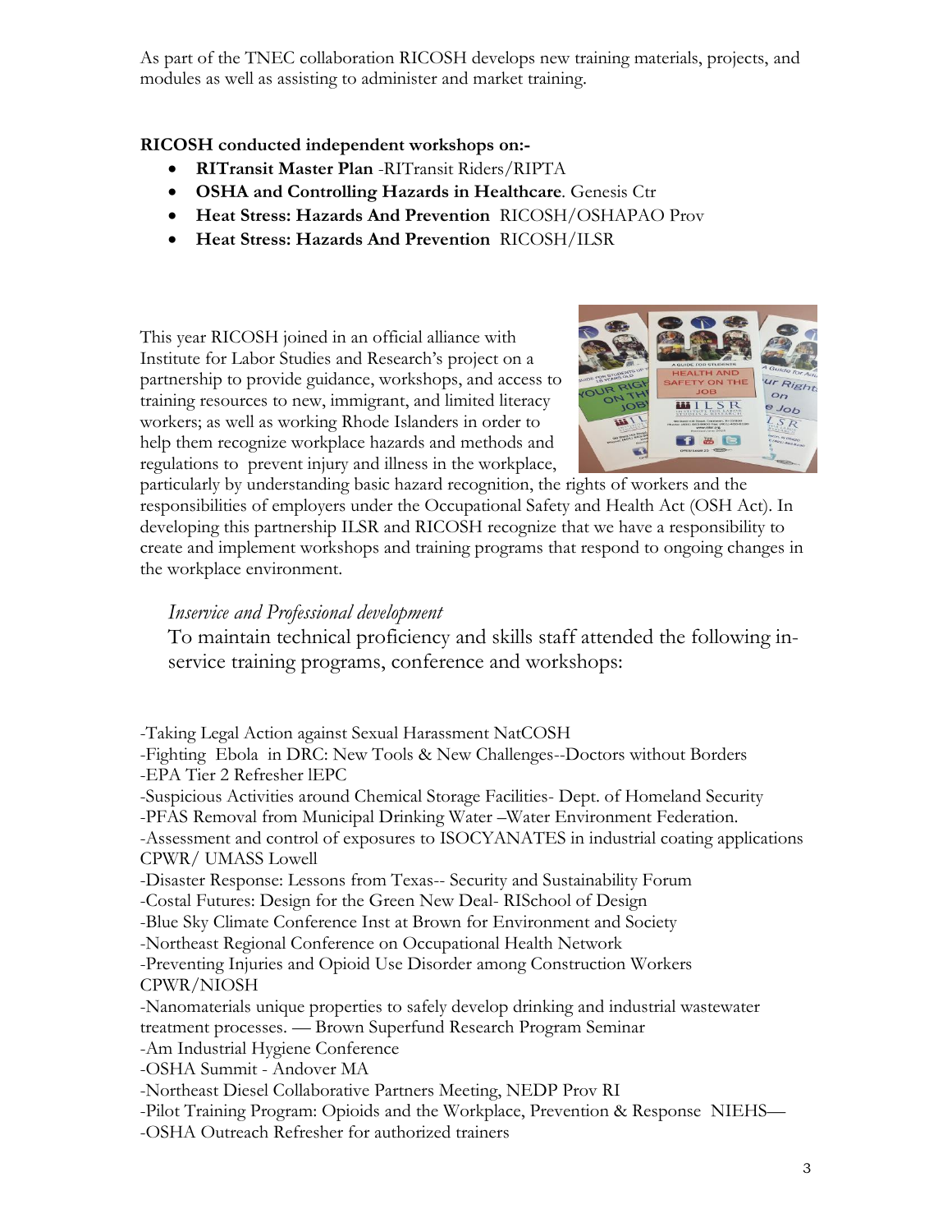As part of the TNEC collaboration RICOSH develops new training materials, projects, and modules as well as assisting to administer and market training.

**RICOSH conducted independent workshops on:-**

- **RITransit Master Plan** -RITransit Riders/RIPTA
- **OSHA and Controlling Hazards in Healthcare**. Genesis Ctr
- **Heat Stress: Hazards And Prevention** RICOSH/OSHAPAO Prov
- **Heat Stress: Hazards And Prevention** RICOSH/ILSR

This year RICOSH joined in an official alliance with Institute for Labor Studies and Research's project on a partnership to provide guidance, workshops, and access to training resources to new, immigrant, and limited literacy workers; as well as working Rhode Islanders in order to help them recognize workplace hazards and methods and regulations to prevent injury and illness in the workplace, particularly by understanding basic hazard recognition, the rights of workers and the responsibilities of employers under the Occupational Safety and Health Act (OSH Act). In developing this partnership ILSR and RICOSH recognize that we have a responsibility to create and implement workshops and training programs that respond to ongoing changes in the workplace environment.

*Inservice and Professional development*

To maintain technical proficiency and skills staff attended the following in-service training programs, conference and workshops:

-Taking Legal Action against Sexual Harassment NatCOSH
-Fighting Ebola in DRC: New Tools & New Challenges--Doctors without Borders
-EPA Tier 2 Refresher lEPC
-Suspicious Activities around Chemical Storage Facilities- Dept. of Homeland Security
-PFAS Removal from Municipal Drinking Water –Water Environment Federation.
-Assessment and control of exposures to ISOCYANATES in industrial coating applications CPWR/ UMASS Lowell
-Disaster Response: Lessons from Texas-- Security and Sustainability Forum
-Costal Futures: Design for the Green New Deal- RISchool of Design
-Blue Sky Climate Conference Inst at Brown for Environment and Society
-Northeast Regional Conference on Occupational Health Network
-Preventing Injuries and Opioid Use Disorder among Construction Workers CPWR/NIOSH
-Nanomaterials unique properties to safely develop drinking and industrial wastewater treatment processes. — Brown Superfund Research Program Seminar
-Am Industrial Hygiene Conference
-OSHA Summit - Andover MA
-Northeast Diesel Collaborative Partners Meeting, NEDP Prov RI
-Pilot Training Program: Opioids and the Workplace, Prevention & Response NIEHS—
-OSHA Outreach Refresher for authorized trainers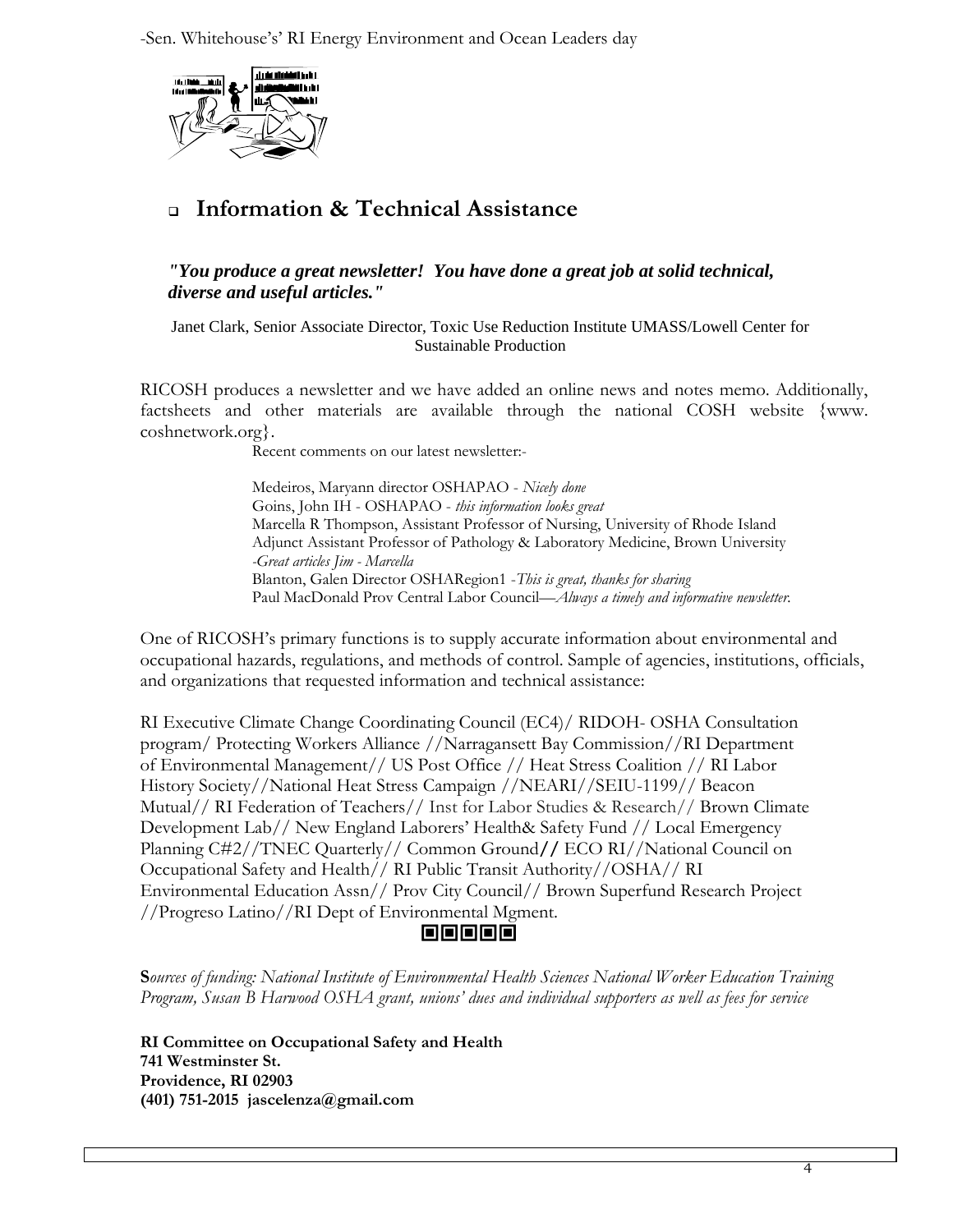-Sen. Whitehouse's' RI Energy Environment and Ocean Leaders day

## Information & Technical Assistance

***"You produce a great newsletter! You have done a great job at solid technical, diverse and useful articles."***

Janet Clark, Senior Associate Director, Toxic Use Reduction Institute UMASS/Lowell Center for Sustainable Production

RICOSH produces a newsletter and we have added an online news and notes memo. Additionally, factsheets and other materials are available through the national COSH website {www. coshnetwork.org}.

Recent comments on our latest newsletter:-

Medeiros, Maryann director OSHAPAO - *Nicely done*
Goins, John IH - OSHAPAO - *this information looks great*
Marcella R Thompson, Assistant Professor of Nursing, University of Rhode Island
Adjunct Assistant Professor of Pathology & Laboratory Medicine, Brown University
*-Great articles Jim - Marcella*
Blanton, Galen Director OSHARegion1 -*This is great, thanks for sharing*
Paul MacDonald Prov Central Labor Council—*Always a timely and informative newsletter.*

One of RICOSH's primary functions is to supply accurate information about environmental and occupational hazards, regulations, and methods of control. Sample of agencies, institutions, officials, and organizations that requested information and technical assistance:

RI Executive Climate Change Coordinating Council (EC4)/ RIDOH- OSHA Consultation program/ Protecting Workers Alliance //Narragansett Bay Commission//RI Department of Environmental Management// US Post Office // Heat Stress Coalition // RI Labor History Society//National Heat Stress Campaign //NEARI//SEIU-1199// Beacon Mutual// RI Federation of Teachers// Inst for Labor Studies & Research// Brown Climate Development Lab// New England Laborers' Health& Safety Fund // Local Emergency Planning C#2//TNEC Quarterly// Common Ground// ECO RI//National Council on Occupational Safety and Health// RI Public Transit Authority//OSHA// RI Environmental Education Assn// Prov City Council// Brown Superfund Research Project //Progreso Latino//RI Dept of Environmental Mgment.

**S***ources of funding: National Institute of Environmental Health Sciences National Worker Education Training Program, Susan B Harwood OSHA grant, unions' dues and individual supporters as well as fees for service*

**RI Committee on Occupational Safety and Health**
**741 Westminster St.**
**Providence, RI 02903**
**(401) 751-2015 jascelenza@gmail.com**